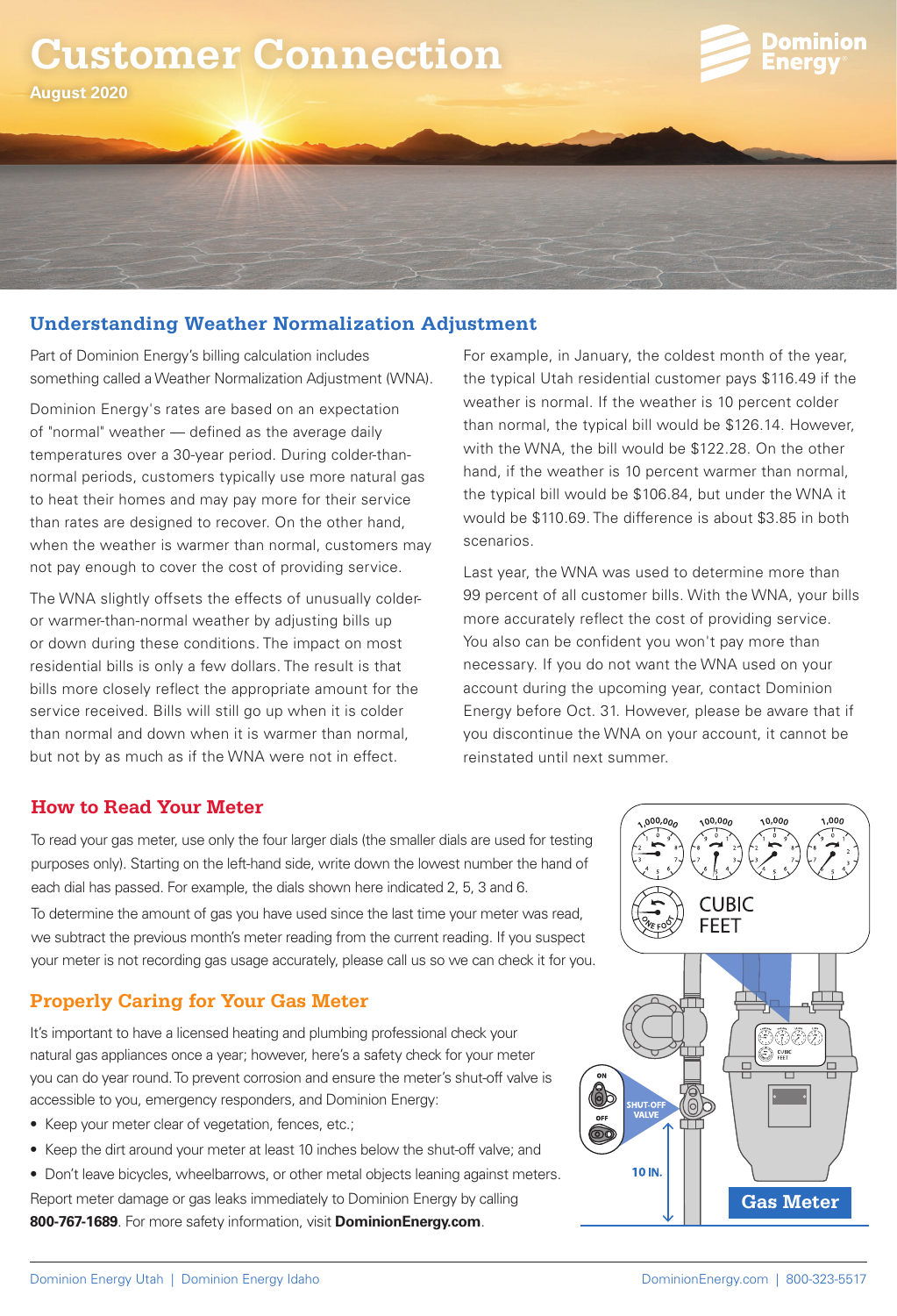# Customer Connection

August 2020

## Understanding Weather Normalization Adjustment

Part of Dominion Energy's billing calculation includes something called a Weather Normalization Adjustment (WNA).

Dominion Energy's rates are based on an expectation of "normal" weather — defined as the average daily temperatures over a 30-year period. During colder-than-normal periods, customers typically use more natural gas to heat their homes and may pay more for their service than rates are designed to recover. On the other hand, when the weather is warmer than normal, customers may not pay enough to cover the cost of providing service.

The WNA slightly offsets the effects of unusually colder- or warmer-than-normal weather by adjusting bills up or down during these conditions. The impact on most residential bills is only a few dollars. The result is that bills more closely reflect the appropriate amount for the service received. Bills will still go up when it is colder than normal and down when it is warmer than normal, but not by as much as if the WNA were not in effect.

For example, in January, the coldest month of the year, the typical Utah residential customer pays $116.49 if the weather is normal. If the weather is 10 percent colder than normal, the typical bill would be $126.14. However, with the WNA, the bill would be $122.28. On the other hand, if the weather is 10 percent warmer than normal, the typical bill would be $106.84, but under the WNA it would be $110.69. The difference is about $3.85 in both scenarios.

Last year, the WNA was used to determine more than 99 percent of all customer bills. With the WNA, your bills more accurately reflect the cost of providing service. You also can be confident you won't pay more than necessary. If you do not want the WNA used on your account during the upcoming year, contact Dominion Energy before Oct. 31. However, please be aware that if you discontinue the WNA on your account, it cannot be reinstated until next summer.

## How to Read Your Meter

To read your gas meter, use only the four larger dials (the smaller dials are used for testing purposes only). Starting on the left-hand side, write down the lowest number the hand of each dial has passed. For example, the dials shown here indicated 2, 5, 3 and 6.

To determine the amount of gas you have used since the last time your meter was read, we subtract the previous month's meter reading from the current reading. If you suspect your meter is not recording gas usage accurately, please call us so we can check it for you.

## Properly Caring for Your Gas Meter

It's important to have a licensed heating and plumbing professional check your natural gas appliances once a year; however, here's a safety check for your meter you can do year round. To prevent corrosion and ensure the meter's shut-off valve is accessible to you, emergency responders, and Dominion Energy:

- Keep your meter clear of vegetation, fences, etc.;
- Keep the dirt around your meter at least 10 inches below the shut-off valve; and
- Don't leave bicycles, wheelbarrows, or other metal objects leaning against meters.

Report meter damage or gas leaks immediately to Dominion Energy by calling **800-767-1689**. For more safety information, visit **DominionEnergy.com**.

Gas Meter

Dominion Energy Utah | Dominion Energy Idaho

DominionEnergy.com | 800-323-5517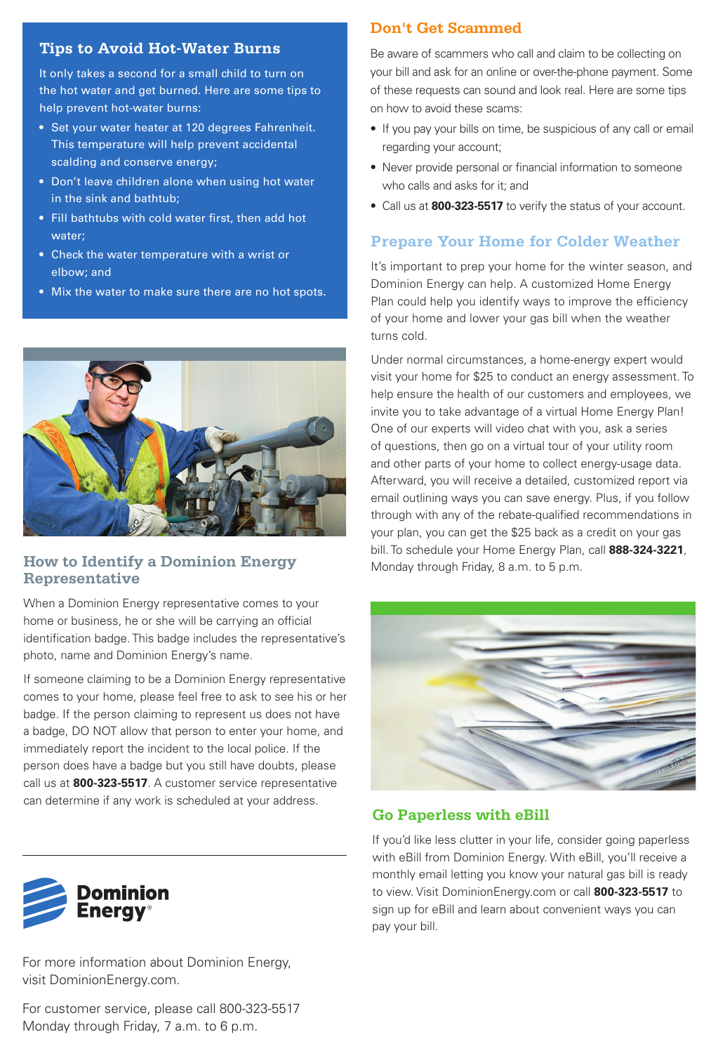## Tips to Avoid Hot-Water Burns

It only takes a second for a small child to turn on the hot water and get burned. Here are some tips to help prevent hot-water burns:

- Set your water heater at 120 degrees Fahrenheit. This temperature will help prevent accidental scalding and conserve energy;
- Don't leave children alone when using hot water in the sink and bathtub;
- Fill bathtubs with cold water first, then add hot water;
- Check the water temperature with a wrist or elbow; and
- Mix the water to make sure there are no hot spots.

## How to Identify a Dominion Energy Representative

When a Dominion Energy representative comes to your home or business, he or she will be carrying an official identification badge. This badge includes the representative's photo, name and Dominion Energy's name.

If someone claiming to be a Dominion Energy representative comes to your home, please feel free to ask to see his or her badge. If the person claiming to represent us does not have a badge, DO NOT allow that person to enter your home, and immediately report the incident to the local police. If the person does have a badge but you still have doubts, please call us at **800-323-5517**. A customer service representative can determine if any work is scheduled at your address.

Dominion Energy®

For more information about Dominion Energy, visit DominionEnergy.com.

For customer service, please call 800-323-5517 Monday through Friday, 7 a.m. to 6 p.m.

## Don't Get Scammed

Be aware of scammers who call and claim to be collecting on your bill and ask for an online or over-the-phone payment. Some of these requests can sound and look real. Here are some tips on how to avoid these scams:

- If you pay your bills on time, be suspicious of any call or email regarding your account;
- Never provide personal or financial information to someone who calls and asks for it; and
- Call us at **800-323-5517** to verify the status of your account.

## Prepare Your Home for Colder Weather

It's important to prep your home for the winter season, and Dominion Energy can help. A customized Home Energy Plan could help you identify ways to improve the efficiency of your home and lower your gas bill when the weather turns cold.

Under normal circumstances, a home-energy expert would visit your home for $25 to conduct an energy assessment. To help ensure the health of our customers and employees, we invite you to take advantage of a virtual Home Energy Plan! One of our experts will video chat with you, ask a series of questions, then go on a virtual tour of your utility room and other parts of your home to collect energy-usage data. Afterward, you will receive a detailed, customized report via email outlining ways you can save energy. Plus, if you follow through with any of the rebate-qualified recommendations in your plan, you can get the $25 back as a credit on your gas bill. To schedule your Home Energy Plan, call **888-324-3221**, Monday through Friday, 8 a.m. to 5 p.m.

## Go Paperless with eBill

If you'd like less clutter in your life, consider going paperless with eBill from Dominion Energy. With eBill, you'll receive a monthly email letting you know your natural gas bill is ready to view. Visit DominionEnergy.com or call **800-323-5517** to sign up for eBill and learn about convenient ways you can pay your bill.